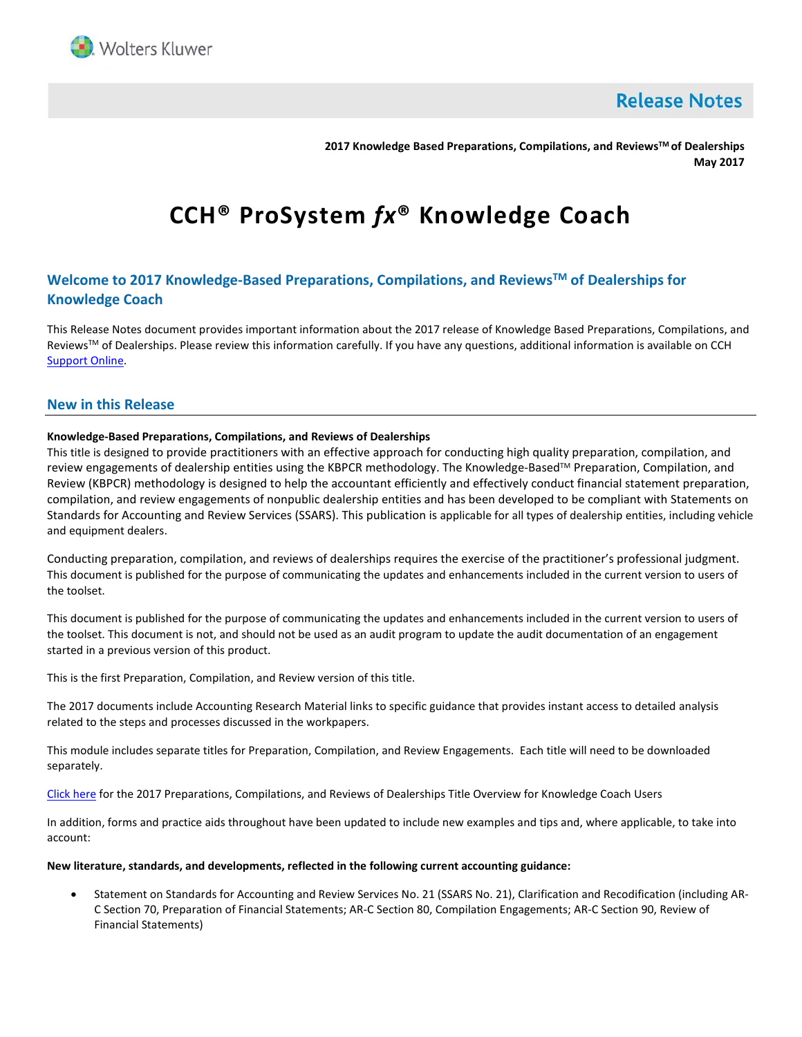Wolters Kluwer

# Release Notes

**2017 Knowledge Based Preparations, Compilations, and Reviews™ of Dealerships**
**May 2017**

# CCH® ProSystem *fx*® Knowledge Coach

## Welcome to 2017 Knowledge-Based Preparations, Compilations, and Reviews™ of Dealerships for Knowledge Coach

This Release Notes document provides important information about the 2017 release of Knowledge Based Preparations, Compilations, and Reviews™ of Dealerships. Please review this information carefully. If you have any questions, additional information is available on CCH Support Online.

## New in this Release

**Knowledge-Based Preparations, Compilations, and Reviews of Dealerships**

This title is designed to provide practitioners with an effective approach for conducting high quality preparation, compilation, and review engagements of dealership entities using the KBPCR methodology. The Knowledge-Based™ Preparation, Compilation, and Review (KBPCR) methodology is designed to help the accountant efficiently and effectively conduct financial statement preparation, compilation, and review engagements of nonpublic dealership entities and has been developed to be compliant with Statements on Standards for Accounting and Review Services (SSARS). This publication is applicable for all types of dealership entities, including vehicle and equipment dealers.

Conducting preparation, compilation, and reviews of dealerships requires the exercise of the practitioner's professional judgment. This document is published for the purpose of communicating the updates and enhancements included in the current version to users of the toolset.

This document is published for the purpose of communicating the updates and enhancements included in the current version to users of the toolset. This document is not, and should not be used as an audit program to update the audit documentation of an engagement started in a previous version of this product.

This is the first Preparation, Compilation, and Review version of this title.

The 2017 documents include Accounting Research Material links to specific guidance that provides instant access to detailed analysis related to the steps and processes discussed in the workpapers.

This module includes separate titles for Preparation, Compilation, and Review Engagements. Each title will need to be downloaded separately.

Click here for the 2017 Preparations, Compilations, and Reviews of Dealerships Title Overview for Knowledge Coach Users

In addition, forms and practice aids throughout have been updated to include new examples and tips and, where applicable, to take into account:

**New literature, standards, and developments, reflected in the following current accounting guidance:**

- Statement on Standards for Accounting and Review Services No. 21 (SSARS No. 21), Clarification and Recodification (including AR-C Section 70, Preparation of Financial Statements; AR-C Section 80, Compilation Engagements; AR-C Section 90, Review of Financial Statements)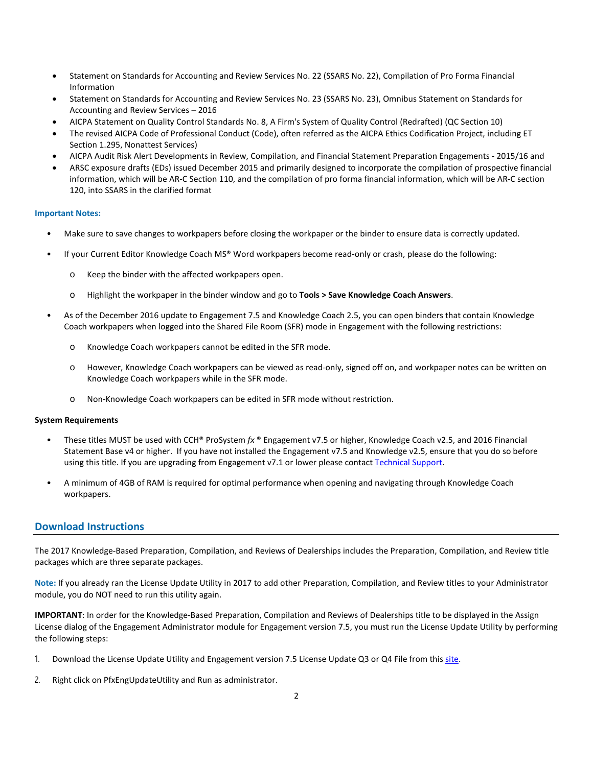- Statement on Standards for Accounting and Review Services No. 22 (SSARS No. 22), Compilation of Pro Forma Financial Information
- Statement on Standards for Accounting and Review Services No. 23 (SSARS No. 23), Omnibus Statement on Standards for Accounting and Review Services – 2016
- AICPA Statement on Quality Control Standards No. 8, A Firm's System of Quality Control (Redrafted) (QC Section 10)
- The revised AICPA Code of Professional Conduct (Code), often referred as the AICPA Ethics Codification Project, including ET Section 1.295, Nonattest Services)
- AICPA Audit Risk Alert Developments in Review, Compilation, and Financial Statement Preparation Engagements - 2015/16 and
- ARSC exposure drafts (EDs) issued December 2015 and primarily designed to incorporate the compilation of prospective financial information, which will be AR-C Section 110, and the compilation of pro forma financial information, which will be AR-C section 120, into SSARS in the clarified format

**Important Notes:**

- Make sure to save changes to workpapers before closing the workpaper or the binder to ensure data is correctly updated.
- If your Current Editor Knowledge Coach MS® Word workpapers become read-only or crash, please do the following:
  - Keep the binder with the affected workpapers open.
  - Highlight the workpaper in the binder window and go to **Tools > Save Knowledge Coach Answers**.
- As of the December 2016 update to Engagement 7.5 and Knowledge Coach 2.5, you can open binders that contain Knowledge Coach workpapers when logged into the Shared File Room (SFR) mode in Engagement with the following restrictions:
  - Knowledge Coach workpapers cannot be edited in the SFR mode.
  - However, Knowledge Coach workpapers can be viewed as read-only, signed off on, and workpaper notes can be written on Knowledge Coach workpapers while in the SFR mode.
  - Non-Knowledge Coach workpapers can be edited in SFR mode without restriction.

**System Requirements**

- These titles MUST be used with CCH® ProSystem *fx* ® Engagement v7.5 or higher, Knowledge Coach v2.5, and 2016 Financial Statement Base v4 or higher. If you have not installed the Engagement v7.5 and Knowledge v2.5, ensure that you do so before using this title. If you are upgrading from Engagement v7.1 or lower please contact Technical Support.
- A minimum of 4GB of RAM is required for optimal performance when opening and navigating through Knowledge Coach workpapers.

## Download Instructions

The 2017 Knowledge-Based Preparation, Compilation, and Reviews of Dealerships includes the Preparation, Compilation, and Review title packages which are three separate packages.

**Note:** If you already ran the License Update Utility in 2017 to add other Preparation, Compilation, and Review titles to your Administrator module, you do NOT need to run this utility again.

**IMPORTANT**: In order for the Knowledge-Based Preparation, Compilation and Reviews of Dealerships title to be displayed in the Assign License dialog of the Engagement Administrator module for Engagement version 7.5, you must run the License Update Utility by performing the following steps:

1. Download the License Update Utility and Engagement version 7.5 License Update Q3 or Q4 File from this site.
2. Right click on PfxEngUpdateUtility and Run as administrator.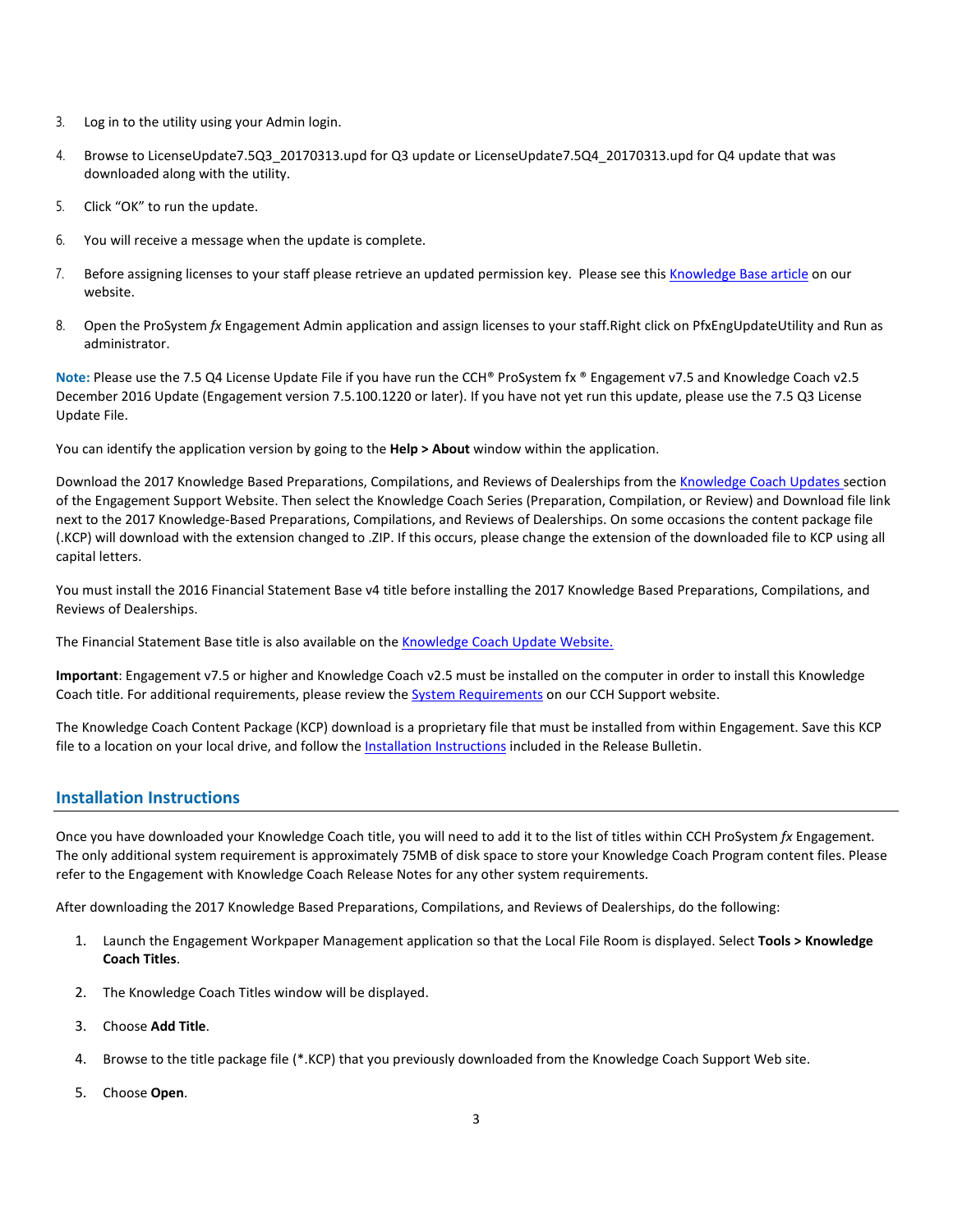3. Log in to the utility using your Admin login.

4. Browse to LicenseUpdate7.5Q3_20170313.upd for Q3 update or LicenseUpdate7.5Q4_20170313.upd for Q4 update that was downloaded along with the utility.

5. Click "OK" to run the update.

6. You will receive a message when the update is complete.

7. Before assigning licenses to your staff please retrieve an updated permission key. Please see this Knowledge Base article on our website.

8. Open the ProSystem *fx* Engagement Admin application and assign licenses to your staff.Right click on PfxEngUpdateUtility and Run as administrator.

**Note:** Please use the 7.5 Q4 License Update File if you have run the CCH® ProSystem fx ® Engagement v7.5 and Knowledge Coach v2.5 December 2016 Update (Engagement version 7.5.100.1220 or later). If you have not yet run this update, please use the 7.5 Q3 License Update File.

You can identify the application version by going to the **Help > About** window within the application.

Download the 2017 Knowledge Based Preparations, Compilations, and Reviews of Dealerships from the Knowledge Coach Updates section of the Engagement Support Website. Then select the Knowledge Coach Series (Preparation, Compilation, or Review) and Download file link next to the 2017 Knowledge-Based Preparations, Compilations, and Reviews of Dealerships. On some occasions the content package file (.KCP) will download with the extension changed to .ZIP. If this occurs, please change the extension of the downloaded file to KCP using all capital letters.

You must install the 2016 Financial Statement Base v4 title before installing the 2017 Knowledge Based Preparations, Compilations, and Reviews of Dealerships.

The Financial Statement Base title is also available on the Knowledge Coach Update Website.

**Important**: Engagement v7.5 or higher and Knowledge Coach v2.5 must be installed on the computer in order to install this Knowledge Coach title. For additional requirements, please review the System Requirements on our CCH Support website.

The Knowledge Coach Content Package (KCP) download is a proprietary file that must be installed from within Engagement. Save this KCP file to a location on your local drive, and follow the Installation Instructions included in the Release Bulletin.

## Installation Instructions

Once you have downloaded your Knowledge Coach title, you will need to add it to the list of titles within CCH ProSystem *fx* Engagement. The only additional system requirement is approximately 75MB of disk space to store your Knowledge Coach Program content files. Please refer to the Engagement with Knowledge Coach Release Notes for any other system requirements.

After downloading the 2017 Knowledge Based Preparations, Compilations, and Reviews of Dealerships, do the following:

1. Launch the Engagement Workpaper Management application so that the Local File Room is displayed. Select **Tools > Knowledge Coach Titles**.

2. The Knowledge Coach Titles window will be displayed.

3. Choose **Add Title**.

4. Browse to the title package file (*.KCP) that you previously downloaded from the Knowledge Coach Support Web site.

5. Choose **Open**.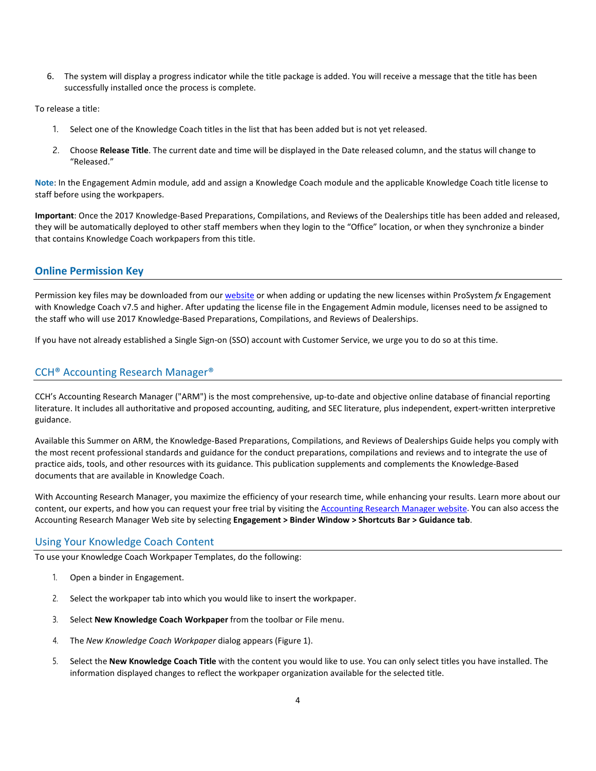6. The system will display a progress indicator while the title package is added. You will receive a message that the title has been successfully installed once the process is complete.

To release a title:

1. Select one of the Knowledge Coach titles in the list that has been added but is not yet released.
2. Choose **Release Title**. The current date and time will be displayed in the Date released column, and the status will change to "Released."

**Note**: In the Engagement Admin module, add and assign a Knowledge Coach module and the applicable Knowledge Coach title license to staff before using the workpapers.

**Important**: Once the 2017 Knowledge-Based Preparations, Compilations, and Reviews of the Dealerships title has been added and released, they will be automatically deployed to other staff members when they login to the "Office" location, or when they synchronize a binder that contains Knowledge Coach workpapers from this title.

## Online Permission Key

Permission key files may be downloaded from our website or when adding or updating the new licenses within ProSystem *fx* Engagement with Knowledge Coach v7.5 and higher. After updating the license file in the Engagement Admin module, licenses need to be assigned to the staff who will use 2017 Knowledge-Based Preparations, Compilations, and Reviews of Dealerships.

If you have not already established a Single Sign-on (SSO) account with Customer Service, we urge you to do so at this time.

## CCH® Accounting Research Manager®

CCH's Accounting Research Manager ("ARM") is the most comprehensive, up-to-date and objective online database of financial reporting literature. It includes all authoritative and proposed accounting, auditing, and SEC literature, plus independent, expert-written interpretive guidance.

Available this Summer on ARM, the Knowledge-Based Preparations, Compilations, and Reviews of Dealerships Guide helps you comply with the most recent professional standards and guidance for the conduct preparations, compilations and reviews and to integrate the use of practice aids, tools, and other resources with its guidance. This publication supplements and complements the Knowledge-Based documents that are available in Knowledge Coach.

With Accounting Research Manager, you maximize the efficiency of your research time, while enhancing your results. Learn more about our content, our experts, and how you can request your free trial by visiting the Accounting Research Manager website. You can also access the Accounting Research Manager Web site by selecting **Engagement > Binder Window > Shortcuts Bar > Guidance tab**.

## Using Your Knowledge Coach Content

To use your Knowledge Coach Workpaper Templates, do the following:

1. Open a binder in Engagement.
2. Select the workpaper tab into which you would like to insert the workpaper.
3. Select **New Knowledge Coach Workpaper** from the toolbar or File menu.
4. The *New Knowledge Coach Workpaper* dialog appears (Figure 1).
5. Select the **New Knowledge Coach Title** with the content you would like to use. You can only select titles you have installed. The information displayed changes to reflect the workpaper organization available for the selected title.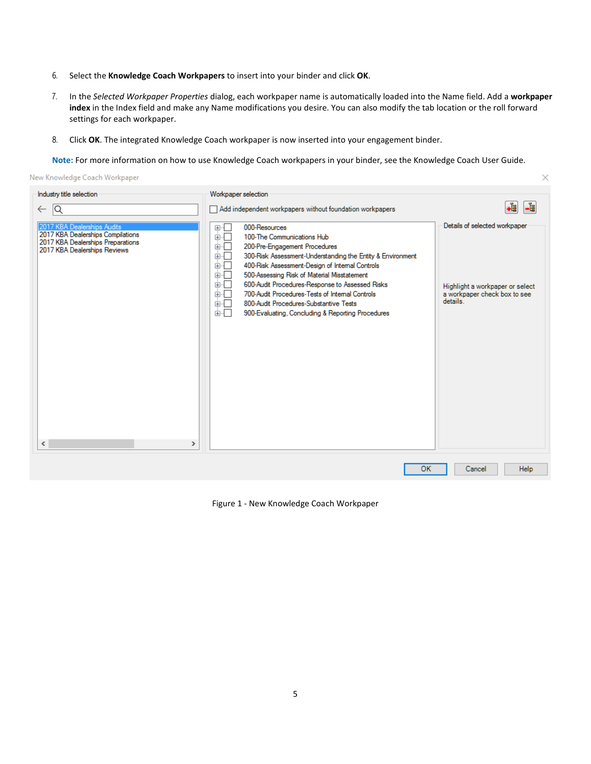6. Select the **Knowledge Coach Workpapers** to insert into your binder and click **OK**.

7. In the *Selected Workpaper Properties* dialog, each workpaper name is automatically loaded into the Name field. Add a **workpaper index** in the Index field and make any Name modifications you desire. You can also modify the tab location or the roll forward settings for each workpaper.

8. Click **OK**. The integrated Knowledge Coach workpaper is now inserted into your engagement binder.

**Note:** For more information on how to use Knowledge Coach workpapers in your binder, see the Knowledge Coach User Guide.

Figure 1 - New Knowledge Coach Workpaper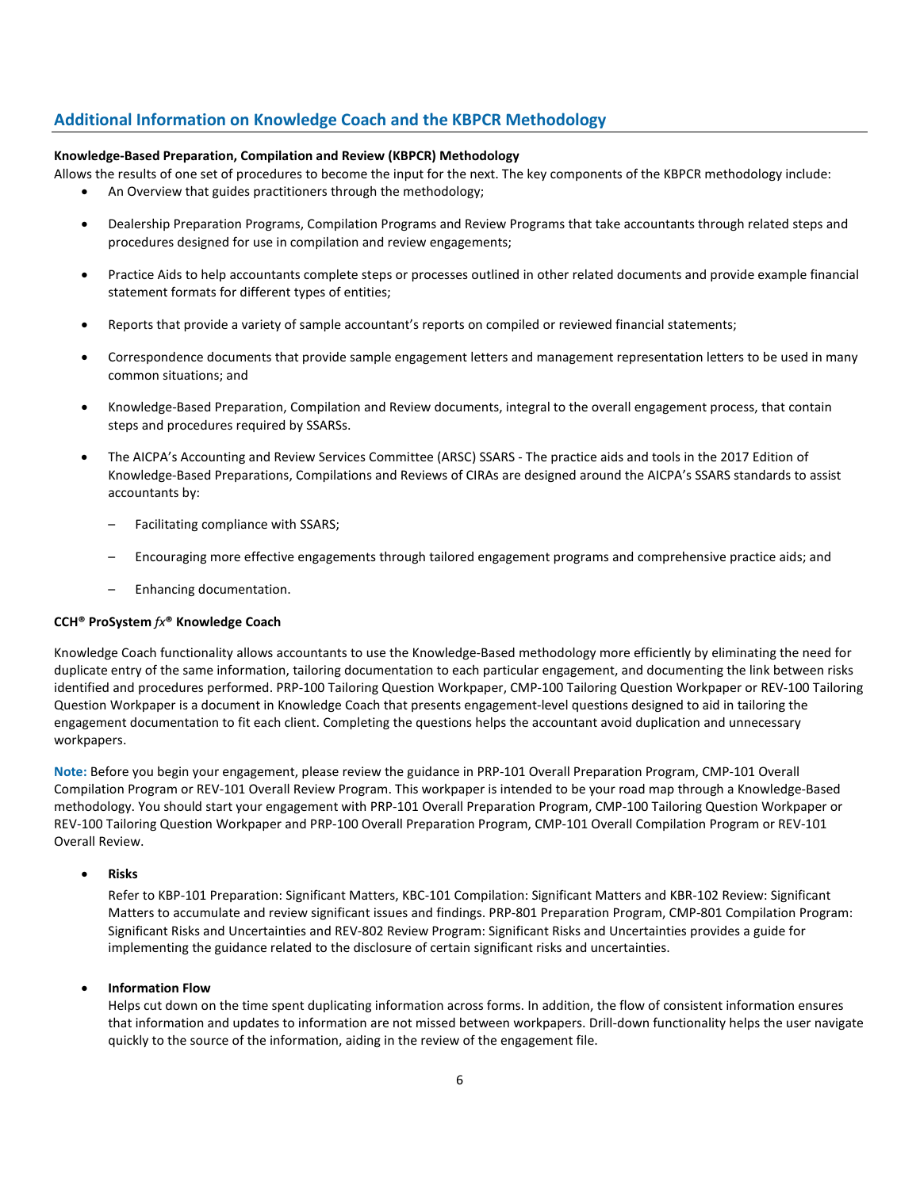## Additional Information on Knowledge Coach and the KBPCR Methodology

**Knowledge-Based Preparation, Compilation and Review (KBPCR) Methodology**

Allows the results of one set of procedures to become the input for the next. The key components of the KBPCR methodology include:

- An Overview that guides practitioners through the methodology;
- Dealership Preparation Programs, Compilation Programs and Review Programs that take accountants through related steps and procedures designed for use in compilation and review engagements;
- Practice Aids to help accountants complete steps or processes outlined in other related documents and provide example financial statement formats for different types of entities;
- Reports that provide a variety of sample accountant's reports on compiled or reviewed financial statements;
- Correspondence documents that provide sample engagement letters and management representation letters to be used in many common situations; and
- Knowledge-Based Preparation, Compilation and Review documents, integral to the overall engagement process, that contain steps and procedures required by SSARSs.
- The AICPA's Accounting and Review Services Committee (ARSC) SSARS - The practice aids and tools in the 2017 Edition of Knowledge-Based Preparations, Compilations and Reviews of CIRAs are designed around the AICPA's SSARS standards to assist accountants by:
  - Facilitating compliance with SSARS;
  - Encouraging more effective engagements through tailored engagement programs and comprehensive practice aids; and
  - Enhancing documentation.

**CCH® ProSystem *fx*® Knowledge Coach**

Knowledge Coach functionality allows accountants to use the Knowledge-Based methodology more efficiently by eliminating the need for duplicate entry of the same information, tailoring documentation to each particular engagement, and documenting the link between risks identified and procedures performed. PRP-100 Tailoring Question Workpaper, CMP-100 Tailoring Question Workpaper or REV-100 Tailoring Question Workpaper is a document in Knowledge Coach that presents engagement-level questions designed to aid in tailoring the engagement documentation to fit each client. Completing the questions helps the accountant avoid duplication and unnecessary workpapers.

**Note:** Before you begin your engagement, please review the guidance in PRP-101 Overall Preparation Program, CMP-101 Overall Compilation Program or REV-101 Overall Review Program. This workpaper is intended to be your road map through a Knowledge-Based methodology. You should start your engagement with PRP-101 Overall Preparation Program, CMP-100 Tailoring Question Workpaper or REV-100 Tailoring Question Workpaper and PRP-100 Overall Preparation Program, CMP-101 Overall Compilation Program or REV-101 Overall Review.

- **Risks**

  Refer to KBP-101 Preparation: Significant Matters, KBC-101 Compilation: Significant Matters and KBR-102 Review: Significant Matters to accumulate and review significant issues and findings. PRP-801 Preparation Program, CMP-801 Compilation Program: Significant Risks and Uncertainties and REV-802 Review Program: Significant Risks and Uncertainties provides a guide for implementing the guidance related to the disclosure of certain significant risks and uncertainties.

- **Information Flow**

  Helps cut down on the time spent duplicating information across forms. In addition, the flow of consistent information ensures that information and updates to information are not missed between workpapers. Drill-down functionality helps the user navigate quickly to the source of the information, aiding in the review of the engagement file.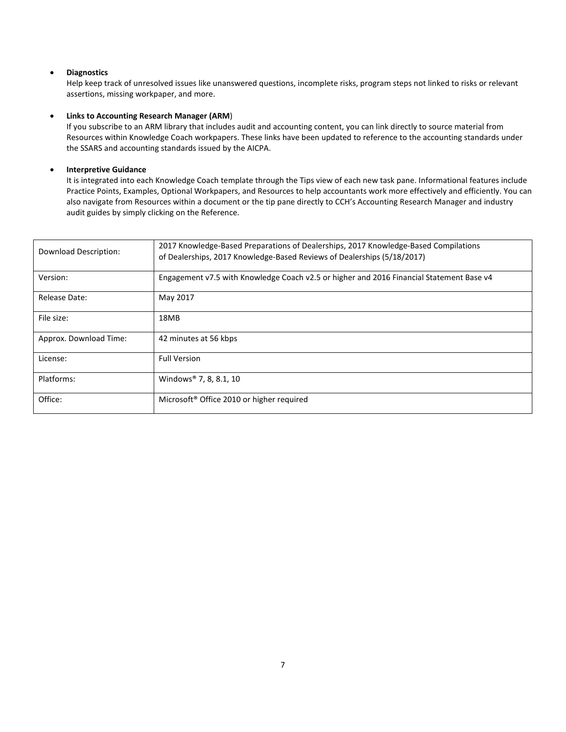- **Diagnostics**
  Help keep track of unresolved issues like unanswered questions, incomplete risks, program steps not linked to risks or relevant assertions, missing workpaper, and more.

- **Links to Accounting Research Manager (ARM**)
  If you subscribe to an ARM library that includes audit and accounting content, you can link directly to source material from Resources within Knowledge Coach workpapers. These links have been updated to reference to the accounting standards under the SSARS and accounting standards issued by the AICPA.

- **Interpretive Guidance**
  It is integrated into each Knowledge Coach template through the Tips view of each new task pane. Informational features include Practice Points, Examples, Optional Workpapers, and Resources to help accountants work more effectively and efficiently. You can also navigate from Resources within a document or the tip pane directly to CCH's Accounting Research Manager and industry audit guides by simply clicking on the Reference.

| | |
|---|---|
| Download Description: | 2017 Knowledge-Based Preparations of Dealerships, 2017 Knowledge-Based Compilations of Dealerships, 2017 Knowledge-Based Reviews of Dealerships (5/18/2017) |
| Version: | Engagement v7.5 with Knowledge Coach v2.5 or higher and 2016 Financial Statement Base v4 |
| Release Date: | May 2017 |
| File size: | 18MB |
| Approx. Download Time: | 42 minutes at 56 kbps |
| License: | Full Version |
| Platforms: | Windows® 7, 8, 8.1, 10 |
| Office: | Microsoft® Office 2010 or higher required |